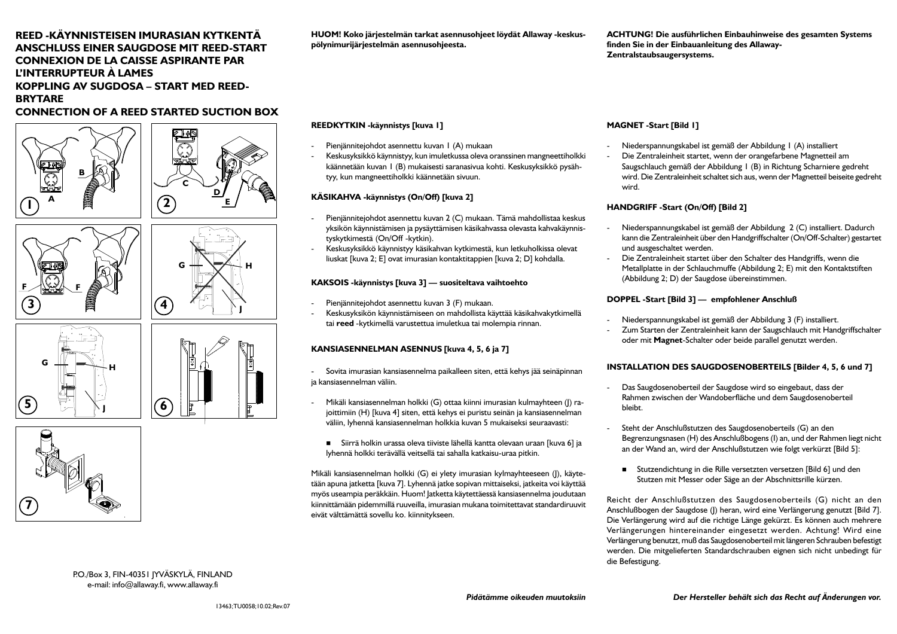# REED -KÄYNNISTEISEN IMURASIAN KYTKENTÄ
# ANSCHLUSS EINER SAUGDOSE MIT REED-START
# CONNEXION DE LA CAISSE ASPIRANTE PAR L'INTERRUPTEUR À LAMES
# KOPPLING AV SUGDOSA – START MED REED-BRYTARE
# CONNECTION OF A REED STARTED SUCTION BOX

P.O./Box 3, FIN-40351 JYVÄSKYLÄ, FINLAND
e-mail: info@allaway.fi, www.allaway.fi

13463;TU0058;10.02;Rev.07

**HUOM! Koko järjestelmän tarkat asennusohjeet löydät Allaway -keskuspölynimurijärjestelmän asennusohjeesta.**

### REEDKYTKIN -käynnistys [kuva 1]

- Pienjännitejohdot asennettu kuvan 1 (A) mukaan
- Keskusyksikkö käynnistyy, kun imuletkussa oleva oranssinen mangneettiholkki käännetään kuvan 1 (B) mukaisesti saranasivua kohti. Keskusyksikkö pysähtyy, kun mangneettiholkki käännetään sivuun.

### KÄSIKAHVA -käynnistys (On/Off) [kuva 2]

- Pienjännitejohdot asennettu kuvan 2 (C) mukaan. Tämä mahdollistaa keskusyksikön käynnistämisen ja pysäyttämisen käsikahvassa olevasta kahvakäynnistyskytkimestä (On/Off -kytkin).
- Keskusyksikkö käynnistyy käsikahvan kytkimestä, kun letkuholkissa olevat liuskat [kuva 2; E] ovat imurasian kontaktitappien [kuva 2; D] kohdalla.

### KAKSOIS -käynnistys [kuva 3] — suositeltava vaihtoehto

- Pienjännitejohdot asennettu kuvan 3 (F) mukaan.
- Keskusyksikön käynnistämiseen on mahdollista käyttää käsikahvakytkimellä tai **reed** -kytkimellä varustettua imuletkua tai molempia rinnan.

### KANSIASENNELMAN ASENNUS [kuva 4, 5, 6 ja 7]

- Sovita imurasian kansiasennelma paikalleen siten, että kehys jää seinäpinnan ja kansiasennelman väliin.
- Mikäli kansiasennelman holkki (G) ottaa kiinni imurasian kulmayhteen (J) rajoittimiin (H) [kuva 4] siten, että kehys ei puristu seinän ja kansiasennelman väliin, lyhennä kansiasennelman holkkia kuvan 5 mukaiseksi seuraavasti:
  - Siirrä holkin urassa oleva tiiviste lähellä kantta olevaan uraan [kuva 6] ja lyhennä holkki terävällä veitsellä tai sahalla katkaisu-uraa pitkin.

Mikäli kansiasennelman holkki (G) ei ylety imurasian kylmayhteeseen (J), käytetään apuna jatketta [kuva 7]. Lyhennä jatke sopivan mittaiseksi, jatkeita voi käyttää myös useampia peräkkäin. Huom! Jatketta käytettäessä kansiasennelma joudutaan kiinnittämään pidemmillä ruuveilla, imurasian mukana toimitettavat standardiruuvit eivät välttämättä sovellu ko. kiinnitykseen.

*Pidätämme oikeuden muutoksiin*

**ACHTUNG! Die ausführlichen Einbauhinweise des gesamten Systems finden Sie in der Einbauanleitung des Allaway-Zentralstaubsaugersystems.**

### MAGNET -Start [Bild 1]

- Niederspannungskabel ist gemäß der Abbildung 1 (A) installiert
- Die Zentraleinheit startet, wenn der orangefarbene Magnetteil am Saugschlauch gemäß der Abbildung 1 (B) in Richtung Scharniere gedreht wird. Die Zentraleinheit schaltet sich aus, wenn der Magnetteil beiseite gedreht wird.

### HANDGRIFF -Start (On/Off) [Bild 2]

- Niederspannungskabel ist gemäß der Abbildung 2 (C) installiert. Dadurch kann die Zentraleinheit über den Handgriffschalter (On/Off-Schalter) gestartet und ausgeschaltet werden.
- Die Zentraleinheit startet über den Schalter des Handgriffs, wenn die Metallplatte in der Schlauchmuffe (Abbildung 2; E) mit den Kontaktstiften (Abbildung 2; D) der Saugdose übereinstimmen.

### DOPPEL -Start [Bild 3] — empfohlener Anschluß

- Niederspannungskabel ist gemäß der Abbildung 3 (F) installiert.
- Zum Starten der Zentraleinheit kann der Saugschlauch mit Handgriffschalter oder mit **Magnet**-Schalter oder beide parallel genutzt werden.

### INSTALLATION DES SAUGDOSENOBERTEILS [Bilder 4, 5, 6 und 7]

- Das Saugdosenoberteil der Saugdose wird so eingebaut, dass der Rahmen zwischen der Wandoberfläche und dem Saugdosenoberteil bleibt.
- Steht der Anschlußstutzen des Saugdosenoberteils (G) an den Begrenzungsnasen (H) des Anschlußbogens (I) an, und der Rahmen liegt nicht an der Wand an, wird der Anschlußstutzen wie folgt verkürzt [Bild 5]:
  - Stutzendichtung in die Rille versetzten versetzen [Bild 6] und den Stutzen mit Messer oder Säge an der Abschnittsrille kürzen.

Reicht der Anschlußstutzen des Saugdosenoberteils (G) nicht an den Anschlußbogen der Saugdose (J) heran, wird eine Verlängerung genutzt [Bild 7]. Die Verlängerung wird auf die richtige Länge gekürzt. Es können auch mehrere Verlängerungen hintereinander eingesetzt werden. Achtung! Wird eine Verlängerung benutzt, muß das Saugdosenoberteil mit längeren Schrauben befestigt werden. Die mitgelieferten Standardschrauben eignen sich nicht unbedingt für die Befestigung.

*Der Hersteller behält sich das Recht auf Änderungen vor.*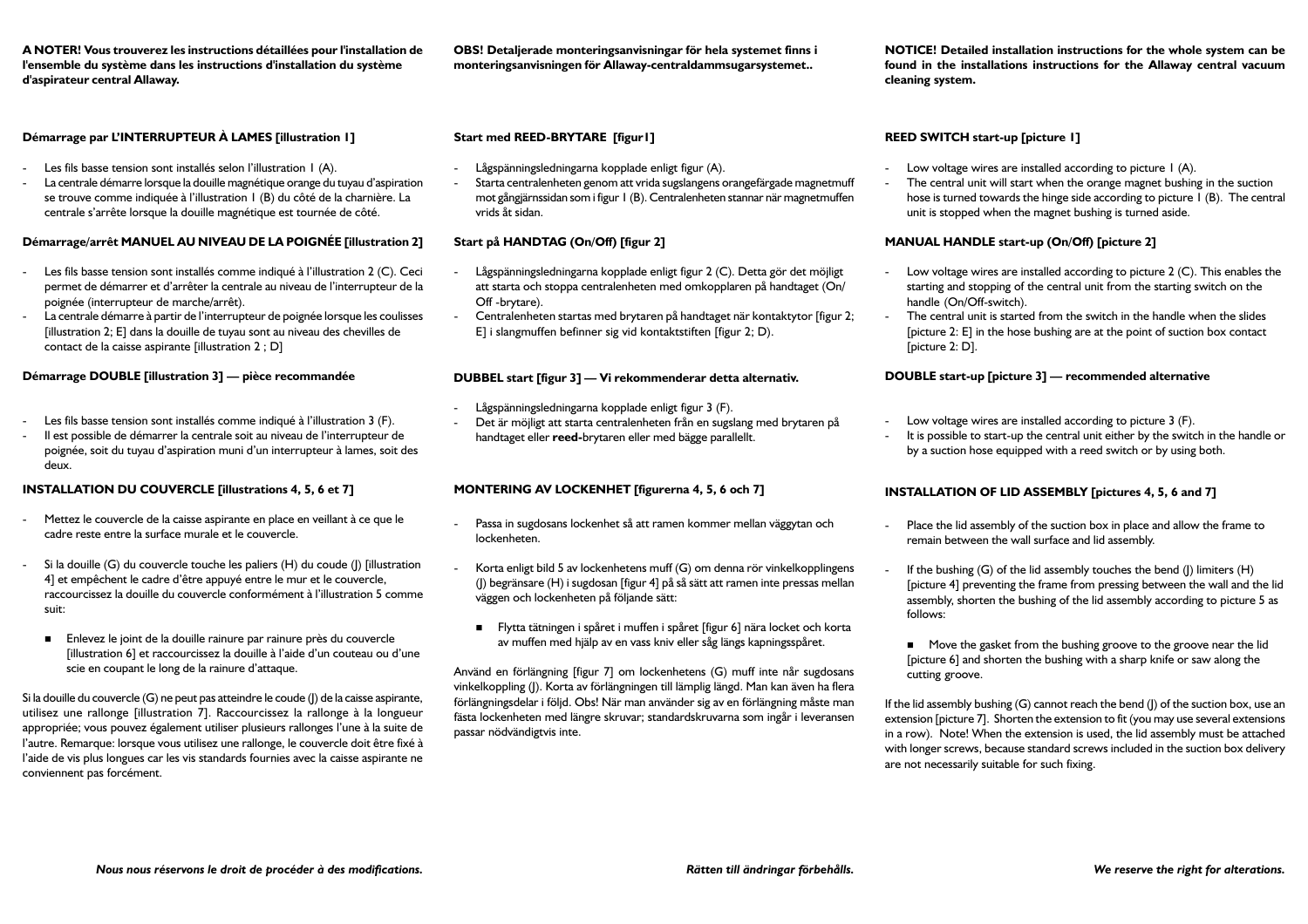**A NOTER! Vous trouverez les instructions détaillées pour l'installation de l'ensemble du système dans les instructions d'installation du système d'aspirateur central Allaway.**

### Démarrage par L'INTERRUPTEUR À LAMES [illustration 1]

- Les fils basse tension sont installés selon l'illustration 1 (A).
- La centrale démarre lorsque la douille magnétique orange du tuyau d'aspiration se trouve comme indiquée à l'illustration 1 (B) du côté de la charnière. La centrale s'arrête lorsque la douille magnétique est tournée de côté.

### Démarrage/arrêt MANUEL AU NIVEAU DE LA POIGNÉE [illustration 2]

- Les fils basse tension sont installés comme indiqué à l'illustration 2 (C). Ceci permet de démarrer et d'arrêter la centrale au niveau de l'interrupteur de la poignée (interrupteur de marche/arrêt).
- La centrale démarre à partir de l'interrupteur de poignée lorsque les coulisses [illustration 2; E] dans la douille de tuyau sont au niveau des chevilles de contact de la caisse aspirante [illustration 2 ; D]

### Démarrage DOUBLE [illustration 3] — pièce recommandée

- Les fils basse tension sont installés comme indiqué à l'illustration 3 (F).
- Il est possible de démarrer la centrale soit au niveau de l'interrupteur de poignée, soit du tuyau d'aspiration muni d'un interrupteur à lames, soit des deux.

### INSTALLATION DU COUVERCLE [illustrations 4, 5, 6 et 7]

- Mettez le couvercle de la caisse aspirante en place en veillant à ce que le cadre reste entre la surface murale et le couvercle.
- Si la douille (G) du couvercle touche les paliers (H) du coude (J) [illustration 4] et empêchent le cadre d'être appuyé entre le mur et le couvercle, raccourcissez la douille du couvercle conformément à l'illustration 5 comme suit:
  - Enlevez le joint de la douille rainure par rainure près du couvercle [illustration 6] et raccourcissez la douille à l'aide d'un couteau ou d'une scie en coupant le long de la rainure d'attaque.

Si la douille du couvercle (G) ne peut pas atteindre le coude (J) de la caisse aspirante, utilisez une rallonge [illustration 7]. Raccourcissez la rallonge à la longueur appropriée; vous pouvez également utiliser plusieurs rallonges l'une à la suite de l'autre. Remarque: lorsque vous utilisez une rallonge, le couvercle doit être fixé à l'aide de vis plus longues car les vis standards fournies avec la caisse aspirante ne conviennent pas forcément.

*Nous nous réservons le droit de procéder à des modifications.*

**OBS! Detaljerade monteringsanvisningar för hela systemet finns i monteringsanvisningen för Allaway-centraldammsugarsystemet..**

### Start med REED-BRYTARE [figur1]

- Lågspänningsledningarna kopplade enligt figur (A).
- Starta centralenheten genom att vrida sugslangens orangefärgade magnetmuff mot gångjärnssidan som i figur 1 (B). Centralenheten stannar när magnetmuffen vrids åt sidan.

### Start på HANDTAG (On/Off) [figur 2]

- Lågspänningsledningarna kopplade enligt figur 2 (C). Detta gör det möjligt att starta och stoppa centralenheten med omkopplaren på handtaget (On/ Off -brytare).
- Centralenheten startas med brytaren på handtaget när kontaktytor [figur 2; E] i slangmuffen befinner sig vid kontaktstiften [figur 2; D).

### DUBBEL start [figur 3] — Vi rekommenderar detta alternativ.

- Lågspänningsledningarna kopplade enligt figur 3 (F).
- Det är möjligt att starta centralenheten från en sugslang med brytaren på handtaget eller **reed-**brytaren eller med bägge parallellt.

### MONTERING AV LOCKENHET [figurerna 4, 5, 6 och 7]

- Passa in sugdosans lockenhet så att ramen kommer mellan väggytan och lockenheten.
- Korta enligt bild 5 av lockenhetens muff (G) om denna rör vinkelkopplingens (J) begränsare (H) i sugdosan [figur 4] på så sätt att ramen inte pressas mellan väggen och lockenheten på följande sätt:
  - Flytta tätningen i spåret i muffen i spåret [figur 6] nära locket och korta av muffen med hjälp av en vass kniv eller såg längs kapningsspåret.

Använd en förlängning [figur 7] om lockenhetens (G) muff inte når sugdosans vinkelkoppling (J). Korta av förlängningen till lämplig längd. Man kan även ha flera förlängningsdelar i följd. Obs! När man använder sig av en förlängning måste man fästa lockenheten med längre skruvar; standardskruvarna som ingår i leveransen passar nödvändigtvis inte.

*Rätten till ändringar förbehålls.*

**NOTICE! Detailed installation instructions for the whole system can be found in the installations instructions for the Allaway central vacuum cleaning system.**

### REED SWITCH start-up [picture 1]

- Low voltage wires are installed according to picture 1 (A).
- The central unit will start when the orange magnet bushing in the suction hose is turned towards the hinge side according to picture 1 (B). The central unit is stopped when the magnet bushing is turned aside.

### MANUAL HANDLE start-up (On/Off) [picture 2]

- Low voltage wires are installed according to picture 2 (C). This enables the starting and stopping of the central unit from the starting switch on the handle (On/Off-switch).
- The central unit is started from the switch in the handle when the slides [picture 2: E] in the hose bushing are at the point of suction box contact [picture 2: D].

### DOUBLE start-up [picture 3] — recommended alternative

- Low voltage wires are installed according to picture 3 (F).
- It is possible to start-up the central unit either by the switch in the handle or by a suction hose equipped with a reed switch or by using both.

### INSTALLATION OF LID ASSEMBLY [pictures 4, 5, 6 and 7]

- Place the lid assembly of the suction box in place and allow the frame to remain between the wall surface and lid assembly.
- If the bushing (G) of the lid assembly touches the bend (J) limiters (H) [picture 4] preventing the frame from pressing between the wall and the lid assembly, shorten the bushing of the lid assembly according to picture 5 as follows:
  - Move the gasket from the bushing groove to the groove near the lid [picture 6] and shorten the bushing with a sharp knife or saw along the cutting groove.

If the lid assembly bushing (G) cannot reach the bend (J) of the suction box, use an extension [picture 7]. Shorten the extension to fit (you may use several extensions in a row). Note! When the extension is used, the lid assembly must be attached with longer screws, because standard screws included in the suction box delivery are not necessarily suitable for such fixing.

*We reserve the right for alterations.*